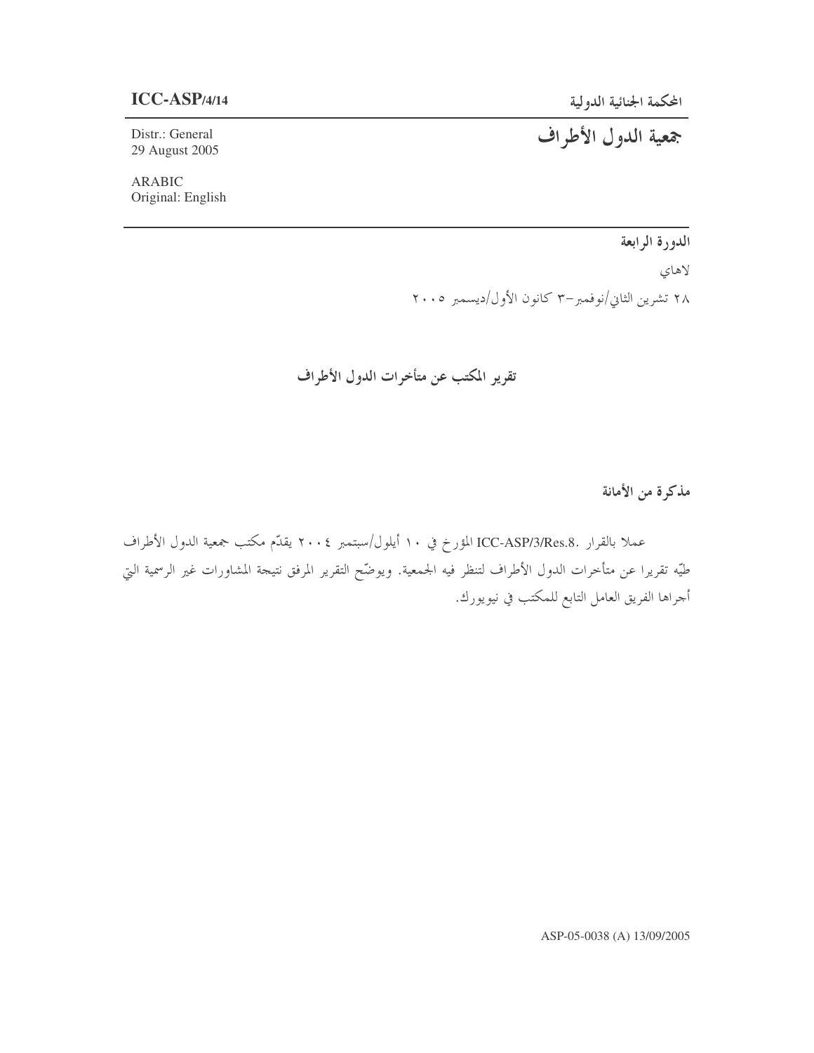**ICC-ASP/4/14**

المحكمة الجنائية الدولية

# جمعية الدول الأطراف

Distr.: General
29 August 2005

ARABIC
Original: English

**الدورة الرابعة**

لاهاي

٢٨ تشرين الثاني/نوفمبر–٣ كانون الأول/ديسمبر ٢٠٠٥

## تقرير المكتب عن متأخرات الدول الأطراف

### مذكرة من الأمانة

عملا بالقرار ICC-ASP/3/Res.8. المؤرخ في ١٠ أيلول/سبتمبر ٢٠٠٤ يقدّم مكتب جمعية الدول الأطراف طيّه تقريرا عن متأخرات الدول الأطراف لتنظر فيه الجمعية. ويوضّح التقرير المرفق نتيجة المشاورات غير الرسمية التي أجراها الفريق العامل التابع للمكتب في نيويورك.

ASP-05-0038 (A) 13/09/2005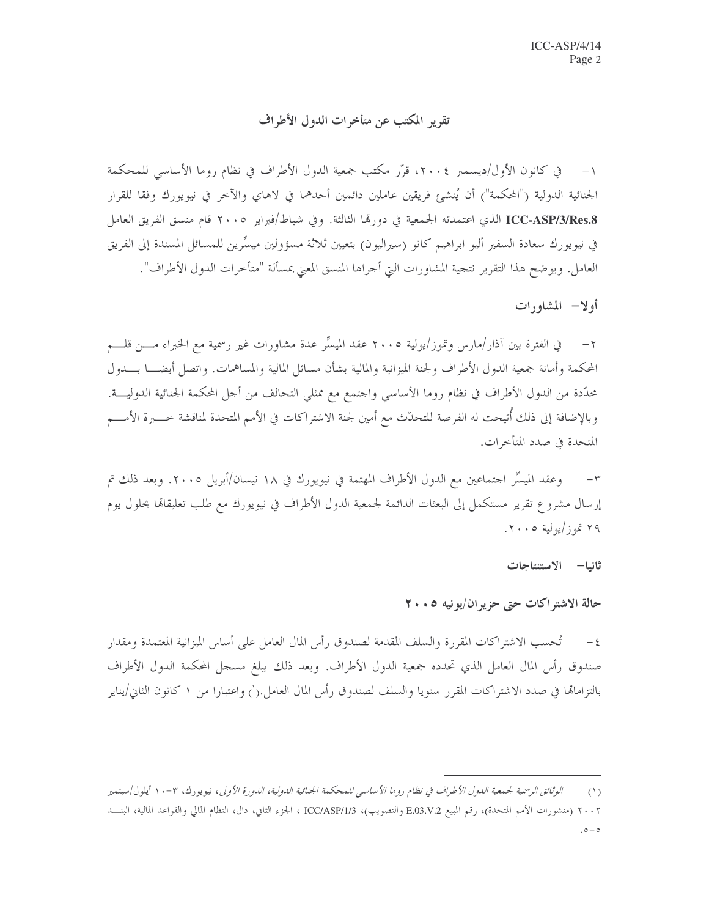# تقرير المكتب عن متأخرات الدول الأطراف

١- في كانون الأول/ديسمبر ٢٠٠٤، قرّر مكتب جمعية الدول الأطراف في نظام روما الأساسي للمحكمة الجنائية الدولية ("المحكمة") أن يُنشئ فريقين عاملين دائمين أحدهما في لاهاي والآخر في نيويورك وفقا للقرار **ICC-ASP/3/Res.8** الذي اعتمدته الجمعية في دورتها الثالثة. وفي شباط/فبراير ٢٠٠٥ قام منسق الفريق العامل في نيويورك سعادة السفير أليو ابراهيم كانو (سيراليون) بتعيين ثلاثة مسؤولين ميسِّرين للمسائل المسندة إلى الفريق العامل. ويوضح هذا التقرير نتيجة المشاورات التي أجراها المنسق المعني بمسألة "متأخرات الدول الأطراف".

## أولا- المشاورات

٢- في الفترة بين آذار/مارس وتموز/يولية ٢٠٠٥ عقد الميسِّر عدة مشاورات غير رسمية مع الخبراء من قلم المحكمة وأمانة جمعية الدول الأطراف ولجنة الميزانية والمالية بشأن مسائل المالية والمساهمات. واتصل أيضا بدول محدّدة من الدول الأطراف في نظام روما الأساسي واجتمع مع ممثلي التحالف من أجل المحكمة الجنائية الدولية. وبالإضافة إلى ذلك أُتيحت له الفرصة للتحدّث مع أمين لجنة الاشتراكات في الأمم المتحدة لمناقشة خبرة الأمم المتحدة في صدد المتأخرات.

٣- وعقد الميسِّر اجتماعين مع الدول الأطراف المهتمة في نيويورك في ١٨ نيسان/أبريل ٢٠٠٥. وبعد ذلك تم إرسال مشروع تقرير مستكمل إلى البعثات الدائمة لجمعية الدول الأطراف في نيويورك مع طلب تعليقاتها بحلول يوم ٢٩ تموز/يولية ٢٠٠٥.

## ثانيا- الاستنتاجات

### حالة الاشتراكات حتى حزيران/يونيه ٢٠٠٥

٤- تُحسب الاشتراكات المقررة والسلف المقدمة لصندوق رأس المال العامل على أساس الميزانية المعتمدة ومقدار صندوق رأس المال العامل الذي تحدده جمعية الدول الأطراف. وبعد ذلك يبلغ مسجل المحكمة الدول الأطراف بالتزاماتها في صدد الاشتراكات المقرر سنويا والسلف لصندوق رأس المال العامل.[1] واعتبارا من ١ كانون الثاني/يناير

---

(١) *الوثائق الرسمية لجمعية الدول الأطراف في نظام روما الأساسي للمحكمة الجنائية الدولية، الدورة الأولى*، نيويورك، ٣-١٠ أيلول/سبتمبر ٢٠٠٢ (منشورات الأمم المتحدة)، رقم المبيع E.03.V.2 والتصويب)، ICC/ASP/1/3 ، الجزء الثاني، دال، النظام المالي والقواعد المالية، البند ٥-٥.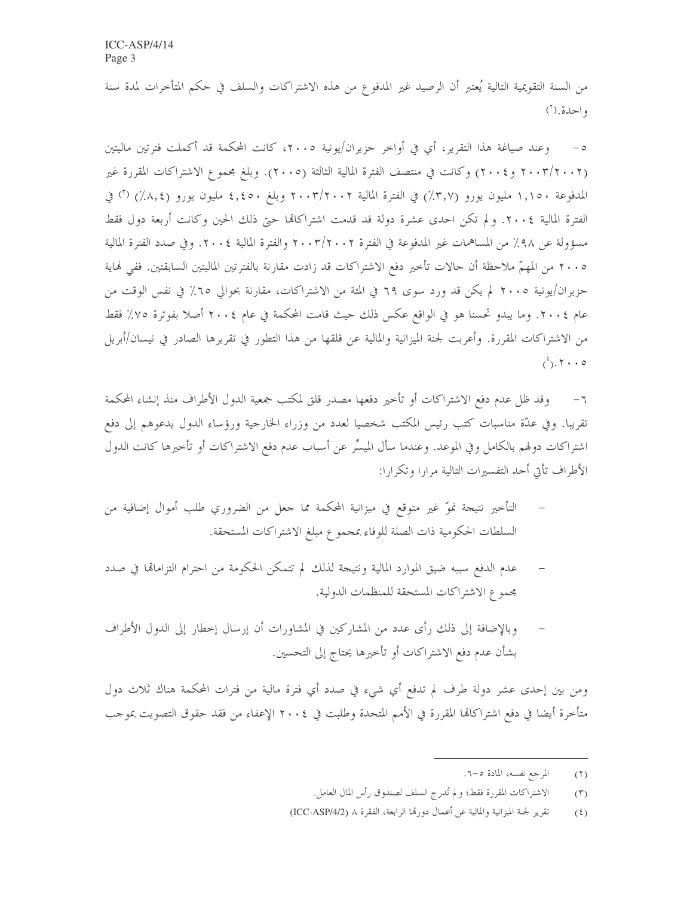من السنة التقويمية التالية يُعتبر أن الرصيد غير المدفوع من هذه الاشتراكات والسلف في حكم المتأخرات لمدة سنة واحدة.(٢)

٥- وعند صياغة هذا التقرير، أي في أواخر حزيران/يونية ٢٠٠٥، كانت المحكمة قد أكملت فترتين ماليتين (٢٠٠٢/٢٠٠٣ و٢٠٠٤) وكانت في منتصف الفترة المالية الثالثة (٢٠٠٥). وبلغ مجموع الاشتراكات المقررة غير المدفوعة ١,١٥٠ مليون يورو (٣,٧٪) في الفترة المالية ٢٠٠٢/٢٠٠٣ وبلغ ٤,٤٥٠ مليون يورو (٨,٤٪) (٣) في الفترة المالية ٢٠٠٤. ولم تكن احدى عشرة دولة قد قدمت اشتراكاتها حتى ذلك الحين وكانت أربعة دول فقط مسؤولة عن ٩٨٪ من المساهمات غير المدفوعة في الفترة ٢٠٠٢/٢٠٠٣ والفترة المالية ٢٠٠٤. وفي صدد الفترة المالية ٢٠٠٥ من المهمّ ملاحظة أن حالات تأخير دفع الاشتراكات قد زادت مقارنة بالفترتين الماليتين السابقتين. ففي نهاية حزيران/يونية ٢٠٠٥ لم يكن قد ورد سوى ٦٩ في المئة من الاشتراكات، مقارنة بحوالي ٦٥٪ في نفس الوقت من عام ٢٠٠٤. وما يبدو تحسنا هو في الواقع عكس ذلك حيث قامت المحكمة في عام ٢٠٠٤ أصلا بفوترة ٧٥٪ فقط من الاشتراكات المقررة. وأعربت لجنة الميزانية والمالية عن قلقها من هذا التطور في تقريرها الصادر في نيسان/أبريل ٢٠٠٥.(٤)

٦- وقد ظل عدم دفع الاشتراكات أو تأخير دفعها مصدر قلق لمكتب جمعية الدول الأطراف منذ إنشاء المحكمة تقريبا. وفي عدّة مناسبات كتب رئيس المكتب شخصيا لعدد من وزراء الخارجية ورؤساء الدول يدعوهم إلى دفع اشتراكات دولهم بالكامل وفي الموعد. وعندما سأل الميسِّر عن أسباب عدم دفع الاشتراكات أو تأخيرها كانت الدول الأطراف تأتي أحد التفسيرات التالية مرارا وتكرارا:

- التأخير نتيجة نموّ غير متوقع في ميزانية المحكمة مما جعل من الضروري طلب أموال إضافية من السلطات الحكومية ذات الصلة للوفاء بمجموع مبلغ الاشتراكات المستحقة.

- عدم الدفع سببه ضيق الموارد المالية ونتيجة لذلك لم تتمكن الحكومة من احترام التزاماتها في صدد مجموع الاشتراكات المستحقة للمنظمات الدولية.

- وبالإضافة إلى ذلك رأى عدد من المشاركين في المشاورات أن إرسال إخطار إلى الدول الأطراف بشأن عدم دفع الاشتراكات أو تأخيرها يحتاج إلى التحسين.

ومن بين إحدى عشر دولة طرف لم تدفع أي شيء في صدد أي فترة مالية من فترات المحكمة هناك ثلاث دول متأخرة أيضا في دفع اشتراكاتها المقررة في الأمم المتحدة وطلبت في ٢٠٠٤ الإعفاء من فقد حقوق التصويت بموجب

---

(٢) المرجع نفسه، المادة ٥-٦.

(٣) الاشتراكات المقررة فقط؛ ولم تُدرج السلف لصندوق رأس المال العامل.

(٤) تقرير لجنة الميزانية والمالية عن أعمال دورتها الرابعة، الفقرة ٨ (ICC-ASP/4/2)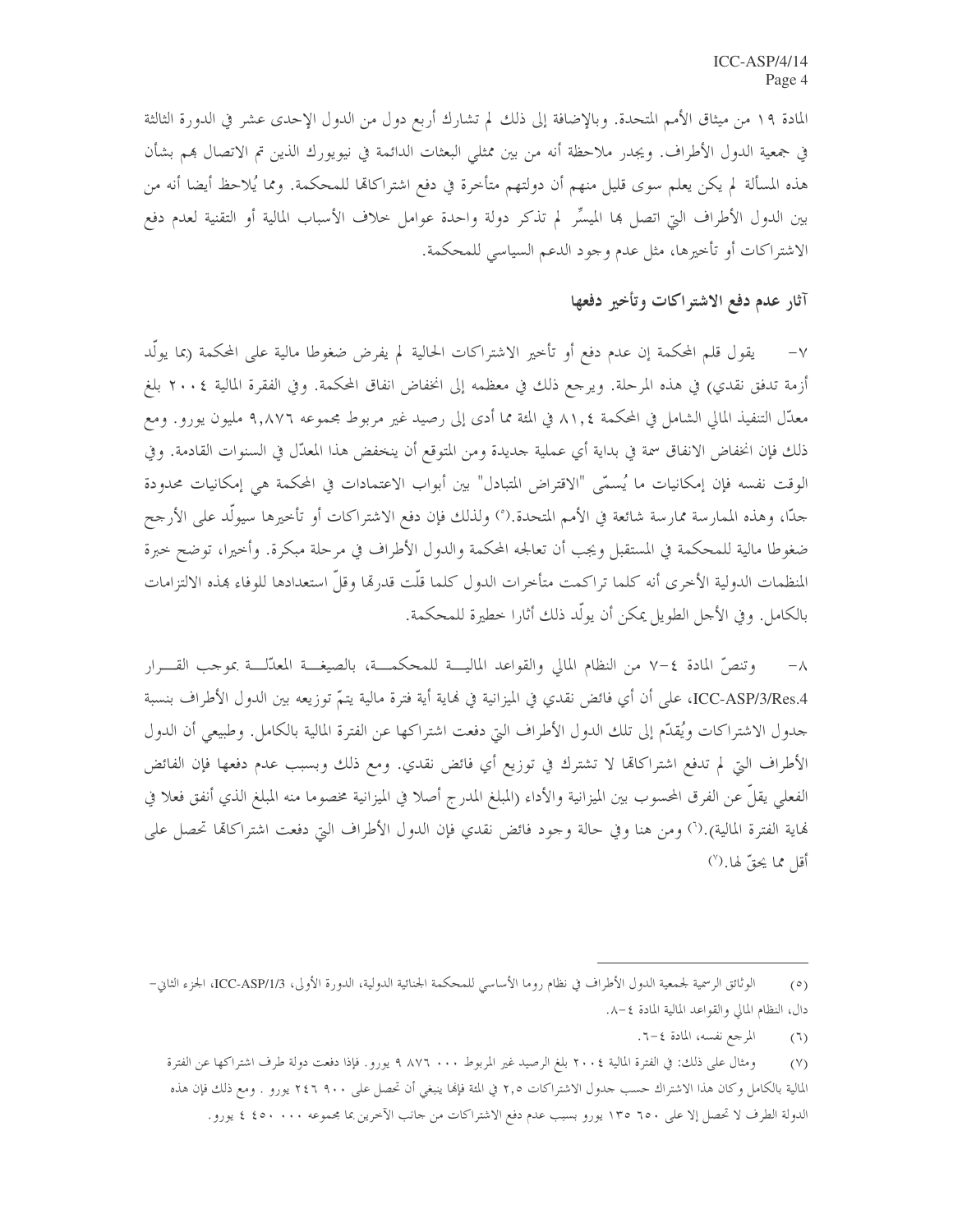المادة ١٩ من ميثاق الأمم المتحدة. وبالإضافة إلى ذلك لم تشارك أربع دول من الدول الإحدى عشر في الدورة الثالثة في جمعية الدول الأطراف. ويجدر ملاحظة أنه من بين ممثلي البعثات الدائمة في نيويورك الذين تم الاتصال بهم بشأن هذه المسألة لم يكن يعلم سوى قليل منهم أن دولتهم متأخرة في دفع اشتراكاتها للمحكمة. ومما يُلاحظ أيضا أنه من بين الدول الأطراف التي اتصل بها الميسِّر لم تذكر دولة واحدة عوامل خلاف الأسباب المالية أو التقنية لعدم دفع الاشتراكات أو تأخيرها، مثل عدم وجود الدعم السياسي للمحكمة.

## آثار عدم دفع الاشتراكات وتأخير دفعها

٧- يقول قلم المحكمة إن عدم دفع أو تأخير الاشتراكات الحالية لم يفرض ضغوطا مالية على المحكمة (بما يولّد أزمة تدفق نقدي) في هذه المرحلة. ويرجع ذلك في معظمه إلى انخفاض انفاق المحكمة. وفي الفقرة المالية ٢٠٠٤ بلغ معدّل التنفيذ المالي الشامل في المحكمة ٨١,٤ في المئة مما أدى إلى رصيد غير مربوط مجموعه ٩,٨٧٦ مليون يورو. ومع ذلك فإن انخفاض الانفاق سمة في بداية أي عملية جديدة ومن المتوقع أن ينخفض هذا المعدّل في السنوات القادمة. وفي الوقت نفسه فإن إمكانيات ما يُسمّى "الاقتراض المتبادل" بين أبواب الاعتمادات في المحكمة هي إمكانيات محدودة جدّا، وهذه الممارسة ممارسة شائعة في الأمم المتحدة.(٥) ولذلك فإن دفع الاشتراكات أو تأخيرها سيولّد على الأرجح ضغوطا مالية للمحكمة في المستقبل ويجب أن تعالجه المحكمة والدول الأطراف في مرحلة مبكرة. وأخيرا، توضح خبرة المنظمات الدولية الأخرى أنه كلما تراكمت متأخرات الدول كلما قلّت قدرتها وقلّ استعدادها للوفاء بهذه الالتزامات بالكامل. وفي الأجل الطويل يمكن أن يولّد ذلك أثارا خطيرة للمحكمة.

٨- وتنصّ المادة ٤-٧ من النظام المالي والقواعد المالية للمحكمة، بالصيغة المعدّلة بموجب القرار ICC-ASP/3/Res.4، على أن أي فائض نقدي في الميزانية في نهاية أية فترة مالية يتمّ توزيعه بين الدول الأطراف بنسبة جدول الاشتراكات ويُقدّم إلى تلك الدول الأطراف التي دفعت اشتراكها عن الفترة المالية بالكامل. وطبيعي أن الدول الأطراف التي لم تدفع اشتراكاتها لا تشترك في توزيع أي فائض نقدي. ومع ذلك وبسبب عدم دفعها فإن الفائض الفعلي يقلّ عن الفرق المحسوب بين الميزانية والأداء (المبلغ المدرج أصلا في الميزانية مخصوما منه المبلغ الذي أنفق فعلا في نهاية الفترة المالية).(٦) ومن هنا وفي حالة وجود فائض نقدي فإن الدول الأطراف التي دفعت اشتراكاتها تحصل على أقل مما يحقّ لها.(٧)

---

(٥) الوثائق الرسمية لجمعية الدول الأطراف في نظام روما الأساسي للمحكمة الجنائية الدولية، الدورة الأولى، ICC-ASP/1/3، الجزء الثاني-دال، النظام المالي والقواعد المالية المادة ٤-٨.

(٦) المرجع نفسه، المادة ٤-٦.

(٧) ومثال على ذلك: في الفترة المالية ٢٠٠٤ بلغ الرصيد غير المربوط ٠٠٠ ٨٧٦ ٩ يورو. فإذا دفعت دولة طرف اشتراكها عن الفترة المالية بالكامل وكان هذا الاشتراك حسب جدول الاشتراكات ٢,٥ في المئة فإنها ينبغي أن تحصل على ٩٠٠ ٢٤٦ يورو. ومع ذلك فإن هذه الدولة الطرف لا تحصل إلا على ٦٥٠ ١٣٥ يورو بسبب عدم دفع الاشتراكات من جانب الآخرين بما مجموعه ٠٠٠ ٤٥٠ ٤ يورو.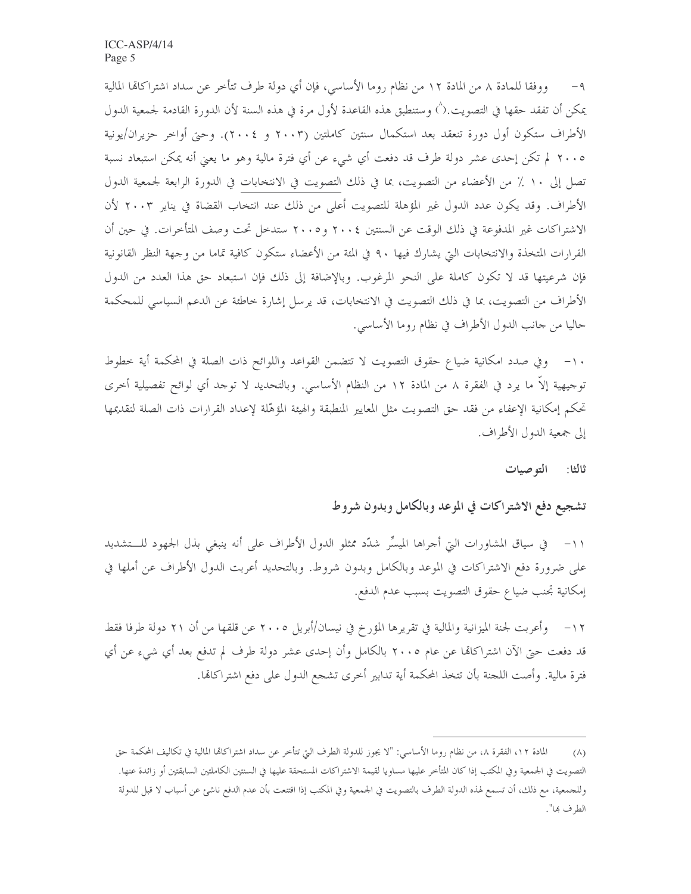٩- ووفقا للمادة ٨ من المادة ١٢ من نظام روما الأساسي، فإن أي دولة طرف تتأخر عن سداد اشتراكاتها المالية يمكن أن تفقد حقها في التصويت.(٨) وستنطبق هذه القاعدة لأول مرة في هذه السنة لأن الدورة القادمة لجمعية الدول الأطراف ستكون أول دورة تنعقد بعد استكمال سنتين كاملتين (٢٠٠٣ و ٢٠٠٤). وحتى أواخر حزيران/يونية ٢٠٠٥ لم تكن إحدى عشر دولة طرف قد دفعت أي شيء عن أي فترة مالية وهو ما يعني أنه يمكن استبعاد نسبة تصل إلى ١٠ ٪ من الأعضاء من التصويت، بما في ذلك التصويت في الانتخابات في الدورة الرابعة لجمعية الدول الأطراف. وقد يكون عدد الدول غير المؤهلة للتصويت أعلى من ذلك عند انتخاب القضاة في يناير ٢٠٠٣ لأن الاشتراكات غير المدفوعة في ذلك الوقت عن السنتين ٢٠٠٤ و٢٠٠٥ ستدخل تحت وصف المتأخرات. في حين أن القرارات المتخذة والانتخابات التي يشارك فيها ٩٠ في المئة من الأعضاء ستكون كافية تماما من وجهة النظر القانونية فإن شرعيتها قد لا تكون كاملة على النحو المرغوب. وبالإضافة إلى ذلك فإن استبعاد حق هذا العدد من الدول الأطراف من التصويت، بما في ذلك التصويت في الانتخابات، قد يرسل إشارة خاطئة عن الدعم السياسي للمحكمة حاليا من جانب الدول الأطراف في نظام روما الأساسي.

١٠- وفي صدد امكانية ضياع حقوق التصويت لا تتضمن القواعد واللوائح ذات الصلة في المحكمة أية خطوط توجيهية إلاّ ما يرد في الفقرة ٨ من المادة ١٢ من النظام الأساسي. وبالتحديد لا توجد أي لوائح تفصيلية أخرى تحكم إمكانية الإعفاء من فقد حق التصويت مثل المعايير المنطبقة والهيئة المؤهّلة لإعداد القرارات ذات الصلة لتقديمها إلى جمعية الدول الأطراف.

## ثالثا: التوصيات

### تشجيع دفع الاشتراكات في الموعد وبالكامل وبدون شروط

١١- في سياق المشاورات التي أجراها الميسِّر شدّد ممثلو الدول الأطراف على أنه ينبغي بذل الجهود للتشديد على ضرورة دفع الاشتراكات في الموعد وبالكامل وبدون شروط. وبالتحديد أعربت الدول الأطراف عن أملها في إمكانية تجنب ضياع حقوق التصويت بسبب عدم الدفع.

١٢- وأعربت لجنة الميزانية والمالية في تقريرها المؤرخ في نيسان/أبريل ٢٠٠٥ عن قلقها من أن ٢١ دولة طرفا فقط قد دفعت حتى الآن اشتراكاتها عن عام ٢٠٠٥ بالكامل وأن إحدى عشر دولة طرف لم تدفع بعد أي شيء عن أي فترة مالية. وأوصت اللجنة بأن تتخذ المحكمة أية تدابير أخرى تشجع الدول على دفع اشتراكاتها.

---

(٨) المادة ١٢، الفقرة ٨، من نظام روما الأساسي: "لا يجوز للدولة الطرف التي تتأخر عن سداد اشتراكاتها المالية في تكاليف المحكمة حق التصويت في الجمعية وفي المكتب إذا كان المتأخر عليها مساويا لقيمة الاشتراكات المستحقة عليها في السنتين الكاملتين السابقتين أو زائدة عنها. وللجمعية، مع ذلك، أن تسمح لهذه الدولة الطرف بالتصويت في الجمعية وفي المكتب إذا اقتنعت بأن عدم الدفع ناشئ عن أسباب لا قبل للدولة الطرف بها".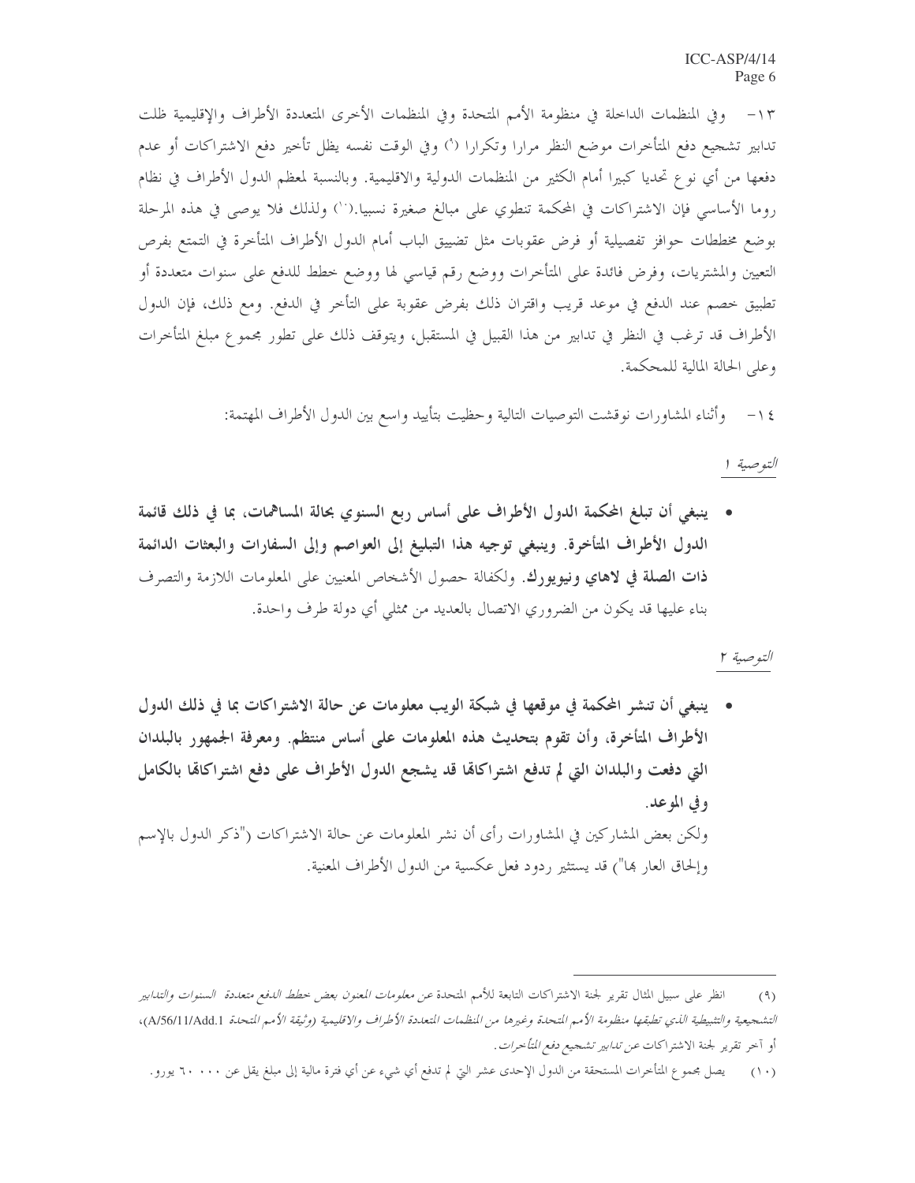١٣- وفي المنظمات الداخلة في منظومة الأمم المتحدة وفي المنظمات الأخرى المتعددة الأطراف والإقليمية ظلت تدابير تشجيع دفع المتأخرات موضع النظر مرارا وتكرارا (٩) وفي الوقت نفسه يظل تأخير دفع الاشتراكات أو عدم دفعها من أي نوع تحديا كبيرا أمام الكثير من المنظمات الدولية والاقليمية. وبالنسبة لمعظم الدول الأطراف في نظام روما الأساسي فإن الاشتراكات في المحكمة تنطوي على مبالغ صغيرة نسبيا.(١٠) ولذلك فلا يوصى في هذه المرحلة بوضع مخططات حوافز تفصيلية أو فرض عقوبات مثل تضييق الباب أمام الدول الأطراف المتأخرة في التمتع بفرص التعيين والمشتريات، وفرض فائدة على المتأخرات ووضع رقم قياسي لها ووضع خطط للدفع على سنوات متعددة أو تطبيق خصم عند الدفع في موعد قريب واقتران ذلك بفرض عقوبة على التأخر في الدفع. ومع ذلك، فإن الدول الأطراف قد ترغب في النظر في تدابير من هذا القبيل في المستقبل، ويتوقف ذلك على تطور مجموع مبلغ المتأخرات وعلى الحالة المالية للمحكمة.

١٤- وأثناء المشاورات نوقشت التوصيات التالية وحظيت بتأييد واسع بين الدول الأطراف المهتمة:

*التوصية ١*

- **ينبغي أن تبلغ المحكمة الدول الأطراف على أساس ربع السنوي بحالة المساهمات، بما في ذلك قائمة الدول الأطراف المتأخرة. وينبغي توجيه هذا التبليغ إلى العواصم وإلى السفارات والبعثات الدائمة ذات الصلة في لاهاي ونيويورك.** ولكفالة حصول الأشخاص المعنيين على المعلومات اللازمة والتصرف بناء عليها قد يكون من الضروري الاتصال بالعديد من ممثلي أي دولة طرف واحدة.

*التوصية ٢*

- **ينبغي أن تنشر المحكمة في موقعها في شبكة الويب معلومات عن حالة الاشتراكات بما في ذلك الدول الأطراف المتأخرة، وأن تقوم بتحديث هذه المعلومات على أساس منتظم. ومعرفة الجمهور بالبلدان التي دفعت والبلدان التي لم تدفع اشتراكاتها قد يشجع الدول الأطراف على دفع اشتراكاتها بالكامل وفي الموعد.**

ولكن بعض المشاركين في المشاورات رأى أن نشر المعلومات عن حالة الاشتراكات ("ذكر الدول بالإسم وإلحاق العار بها") قد يستثير ردود فعل عكسية من الدول الأطراف المعنية.

---

(٩) انظر على سبيل المثال تقرير لجنة الاشتراكات التابعة للأمم المتحدة عن *معلومات المعنون بعض خطط الدفع متعددة السنوات والتدابير التشجيعية والتثبيطية الذي تطبقها منظومة الأمم المتحدة وغيرها من المنظمات المتعددة الأطراف والاقليمية (وثيقة الأمم المتحدة* A/56/11/Add.1)، أو آخر تقرير لجنة الاشتراكات عن *تدابير تشجيع دفع المتأخرات*.

(١٠) يصل مجموع المتأخرات المستحقة من الدول الإحدى عشر التي لم تدفع أي شيء عن أي فترة مالية إلى مبلغ يقل عن ٦٠٠٠٠ يورو.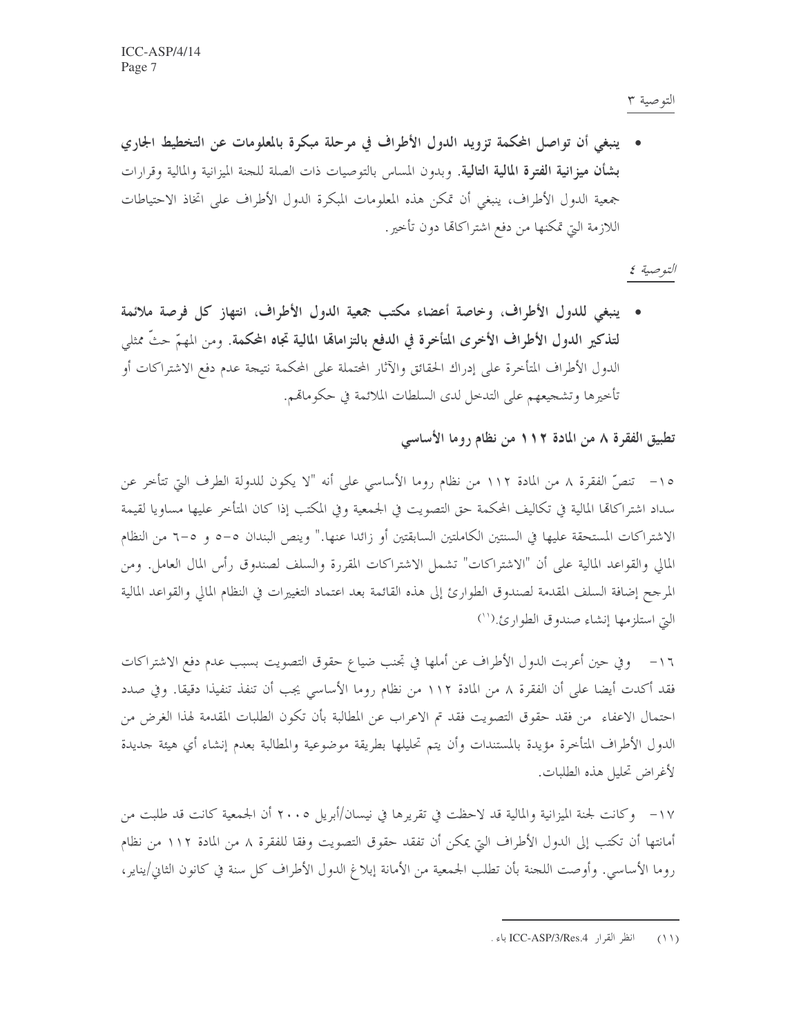التوصية ٣

- **ينبغي أن تواصل المحكمة تزويد الدول الأطراف في مرحلة مبكرة بالمعلومات عن التخطيط الجاري بشأن ميزانية الفترة المالية التالية.** وبدون المساس بالتوصيات ذات الصلة للجنة الميزانية والمالية وقرارات جمعية الدول الأطراف، ينبغي أن تمكن هذه المعلومات المبكرة الدول الأطراف على اتخاذ الاحتياطات اللازمة التي تمكنها من دفع اشتراكاتها دون تأخير.

*التوصية ٤*

- **ينبغي للدول الأطراف، وخاصة أعضاء مكتب جمعية الدول الأطراف، انتهاز كل فرصة ملائمة لتذكير الدول الأطراف الأخرى المتأخرة في الدفع بالتزاماتها المالية تجاه المحكمة.** ومن المهمّ حثّ ممثلي الدول الأطراف المتأخرة على إدراك الحقائق والآثار المحتملة على المحكمة نتيجة عدم دفع الاشتراكات أو تأخيرها وتشجيعهم على التدخل لدى السلطات الملائمة في حكوماتهم.

**تطبيق الفقرة ٨ من المادة ١١٢ من نظام روما الأساسي**

١٥- تنصّ الفقرة ٨ من المادة ١١٢ من نظام روما الأساسي على أنه "لا يكون للدولة الطرف التي تتأخر عن سداد اشتراكاتها المالية في تكاليف المحكمة حق التصويت في الجمعية وفي المكتب إذا كان المتأخر عليها مساويا لقيمة الاشتراكات المستحقة عليها في السنتين الكاملتين السابقتين أو زائدا عنها." وينص البندان ٥-٥ و ٥-٦ من النظام المالي والقواعد المالية على أن "الاشتراكات" تشمل الاشتراكات المقررة والسلف لصندوق رأس المال العامل. ومن المرجح إضافة السلف المقدمة لصندوق الطوارئ إلى هذه القائمة بعد اعتماد التغييرات في النظام المالي والقواعد المالية التي استلزمها إنشاء صندوق الطوارئ.[11]

١٦- وفي حين أعربت الدول الأطراف عن أملها في تجنب ضياع حقوق التصويت بسبب عدم دفع الاشتراكات فقد أكدت أيضا على أن الفقرة ٨ من المادة ١١٢ من نظام روما الأساسي يجب أن تنفذ تنفيذا دقيقا. وفي صدد احتمال الاعفاء من فقد حقوق التصويت فقد تم الاعراب عن المطالبة بأن تكون الطلبات المقدمة لهذا الغرض من الدول الأطراف المتأخرة مؤيدة بالمستندات وأن يتم تحليلها بطريقة موضوعية والمطالبة بعدم إنشاء أي هيئة جديدة لأغراض تحليل هذه الطلبات.

١٧- وكانت لجنة الميزانية والمالية قد لاحظت في تقريرها في نيسان/أبريل ٢٠٠٥ أن الجمعية كانت قد طلبت من أمانتها أن تكتب إلى الدول الأطراف التي يمكن أن تفقد حقوق التصويت وفقا للفقرة ٨ من المادة ١١٢ من نظام روما الأساسي. وأوصت اللجنة بأن تطلب الجمعية من الأمانة إبلاغ الدول الأطراف كل سنة في كانون الثاني/يناير،

---

(١١) انظر القرار ICC-ASP/3/Res.4 باء.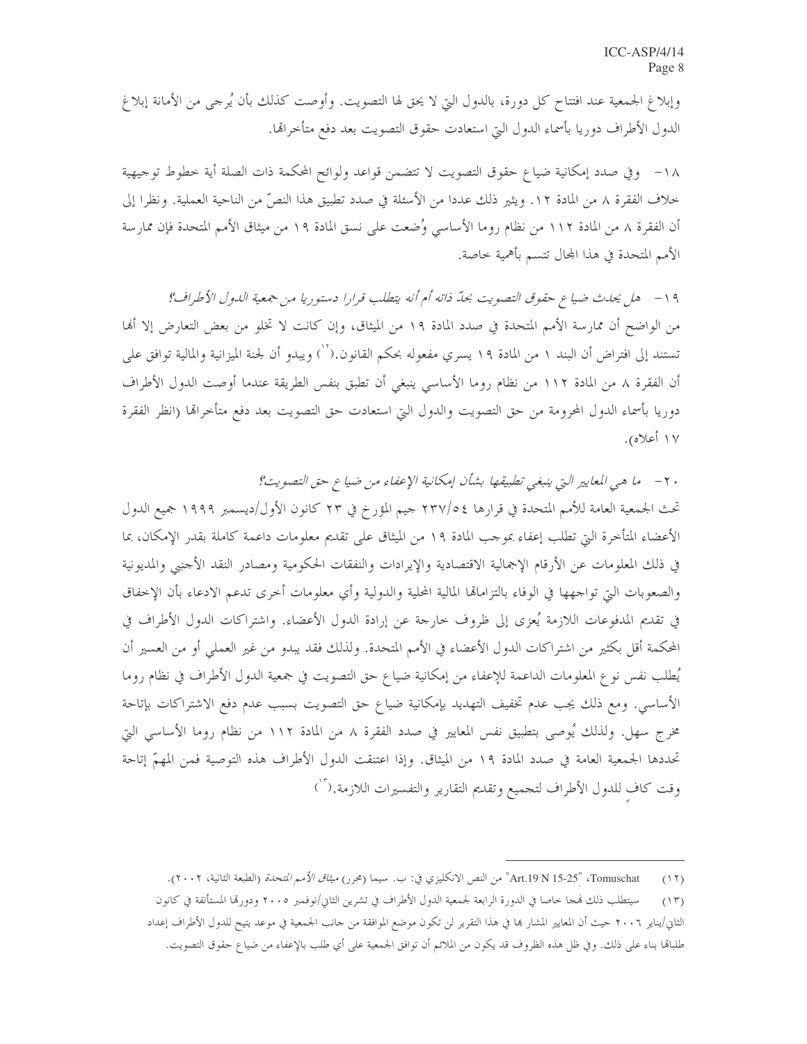وإبلاغ الجمعية عند افتتاح كل دورة، بالدول التي لا يحق لها التصويت. وأوصت كذلك بأن يُرجى من الأمانة إبلاغ الدول الأطراف دوريا بأسماء الدول التي استعادت حقوق التصويت بعد دفع متأخراتها.

١٨- وفي صدد إمكانية ضياع حقوق التصويت لا تتضمن قواعد ولوائح المحكمة ذات الصلة أية خطوط توجيهية خلاف الفقرة ٨ من المادة ١٢. ويثير ذلك عددا من الأسئلة في صدد تطبيق هذا النصّ من الناحية العملية. ونظرا إلى أن الفقرة ٨ من المادة ١١٢ من نظام روما الأساسي وُضعت على نسق المادة ١٩ من ميثاق الأمم المتحدة فإن ممارسة الأمم المتحدة في هذا المجال تتسم بأهمية خاصة.

١٩- *هل يحدث ضياع حقوق التصويت بحدّ ذاته أم أنه يتطلب قرارا دستوريا من جمعية الدول الأطراف؟*

من الواضح أن ممارسة الأمم المتحدة في صدد المادة ١٩ من الميثاق، وإن كانت لا تخلو من بعض التعارض إلا أنها تستند إلى افتراض أن البند ١ من المادة ١٩ يسري مفعوله بحكم القانون.[١٢] ويبدو أن لجنة الميزانية والمالية توافق على أن الفقرة ٨ من المادة ١١٢ من نظام روما الأساسي ينبغي أن تطبق بنفس الطريقة عندما أوصت الدول الأطراف دوريا بأسماء الدول المحرومة من حق التصويت والدول التي استعادت حق التصويت بعد دفع متأخراتها (انظر الفقرة ١٧ أعلاه).

٢٠- *ما هي المعايير التي ينبغي تطبيقها بشأن إمكانية الإعفاء من ضياع حق التصويت؟*

تحث الجمعية العامة للأمم المتحدة في قرارها ٢٣٧/٥٤ جيم المؤرخ في ٢٣ كانون الأول/ديسمبر ١٩٩٩ جميع الدول الأعضاء المتأخرة التي تطلب إعفاء بموجب المادة ١٩ من الميثاق على تقديم معلومات داعمة كاملة بقدر الإمكان، بما في ذلك المعلومات عن الأرقام الإجمالية الاقتصادية والإيرادات والنفقات الحكومية ومصادر النقد الأجنبي والمديونية والصعوبات التي تواجهها في الوفاء بالتزاماتها المالية المحلية والدولية وأي معلومات أخرى تدعم الادعاء بأن الإخفاق في تقديم المدفوعات اللازمة يُعزى إلى ظروف خارجة عن إرادة الدول الأعضاء. واشتراكات الدول الأطراف في المحكمة أقل بكثير من اشتراكات الدول الأعضاء في الأمم المتحدة. ولذلك فقد يبدو من غير العملي أو من العسير أن يُطلب نفس نوع المعلومات الداعمة للإعفاء من إمكانية ضياع حق التصويت في جمعية الدول الأطراف في نظام روما الأساسي. ومع ذلك يجب عدم تخفيف التهديد بإمكانية ضياع حق التصويت بسبب عدم دفع الاشتراكات بإتاحة مخرج سهل. ولذلك يُوصى بتطبيق نفس المعايير في صدد الفقرة ٨ من المادة ١١٢ من نظام روما الأساسي التي تحددها الجمعية العامة في صدد المادة ١٩ من الميثاق. وإذا اعتنقت الدول الأطراف هذه التوصية فمن المهمّ إتاحة وقت كافٍ للدول الأطراف لتجميع وتقديم التقارير والتفسيرات اللازمة.[١٣]

---

(١٢) Tomuschat، "Art.19 N 15-25" من النص الانكليزي في: ب. سيما (محرر) *ميثاق الأمم المتحدة* (الطبعة الثانية، ٢٠٠٢).

(١٣) سيتطلب ذلك نهجا خاصا في الدورة الرابعة لجمعية الدول الأطراف في تشرين الثاني/نوفمبر ٢٠٠٥ ودورتها المستأنفة في كانون الثاني/يناير ٢٠٠٦ حيث أن المعايير المشار بها في هذا التقرير لن تكون موضع الموافقة من جانب الجمعية في موعد يتيح للدول الأطراف إعداد طلباتها بناء على ذلك. وفي ظل هذه الظروف قد يكون من الملائم أن توافق الجمعية على أي طلب بالإعفاء من ضياع حقوق التصويت.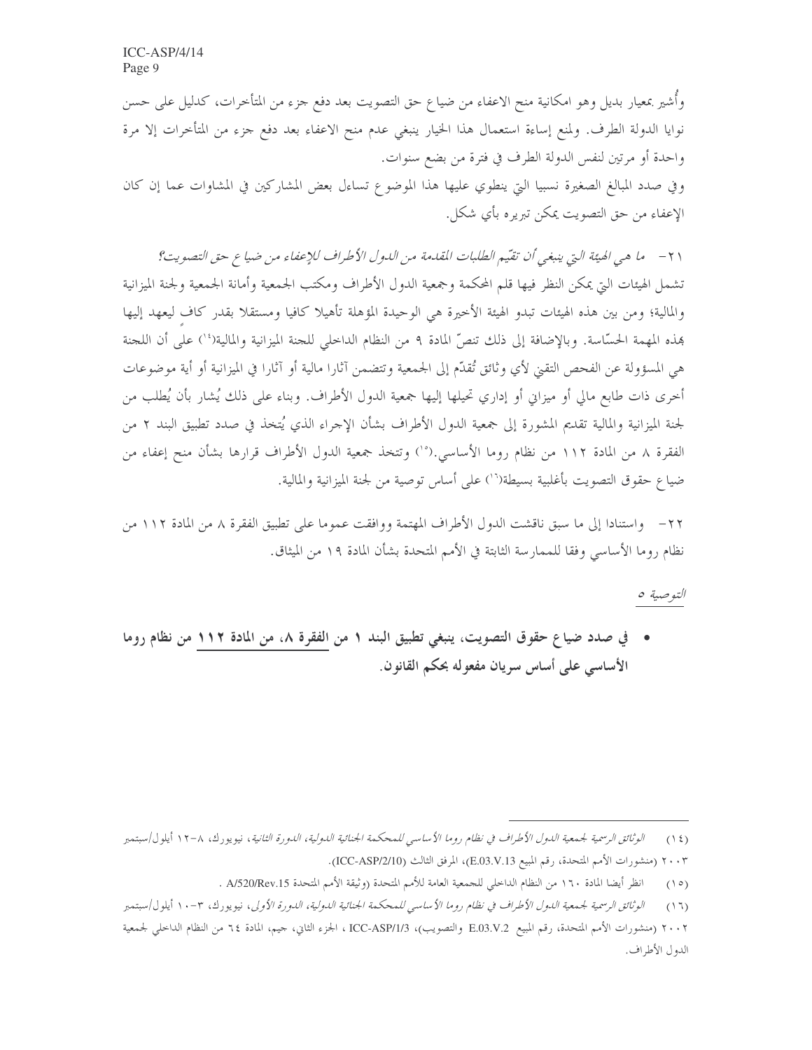وأُشير بمعيار بديل وهو امكانية منح الاعفاء من ضياع حق التصويت بعد دفع جزء من المتأخرات، كدليل على حسن نوايا الدولة الطرف. ولمنع إساءة استعمال هذا الخيار ينبغي عدم منح الاعفاء بعد دفع جزء من المتأخرات إلا مرة واحدة أو مرتين لنفس الدولة الطرف في فترة من بضع سنوات.

وفي صدد المبالغ الصغيرة نسبيا التي ينطوي عليها هذا الموضوع تساءل بعض المشاركين في المشاورات عما إن كان الإعفاء من حق التصويت يمكن تبريره بأي شكل.

٢١ - *ما هي الهيئة التي ينبغي أن تقيّم الطلبات المقدمة من الدول الأطراف للإعفاء من ضياع حق التصويت؟*

تشمل الهيئات التي يمكن النظر فيها قلم المحكمة وجمعية الدول الأطراف ومكتب الجمعية وأمانة الجمعية ولجنة الميزانية والمالية؛ ومن بين هذه الهيئات تبدو الهيئة الأخيرة هي الوحيدة المؤهلة تأهيلا كافيا ومستقلا بقدر كافٍ ليعهد إليها بهذه المهمة الحسّاسة. وبالإضافة إلى ذلك تنصّ المادة ٩ من النظام الداخلي للجنة الميزانية والمالية([١٤]) على أن اللجنة هي المسؤولة عن الفحص التقني لأي وثائق تُقدّم إلى الجمعية وتتضمن آثارا مالية أو آثارا في الميزانية أو أية موضوعات أخرى ذات طابع مالي أو ميزاني أو إداري تحيلها إليها جمعية الدول الأطراف. وبناء على ذلك يُشار بأن يُطلب من لجنة الميزانية والمالية تقديم المشورة إلى جمعية الدول الأطراف بشأن الإجراء الذي يُتخذ في صدد تطبيق البند ٢ من الفقرة ٨ من المادة ١١٢ من نظام روما الأساسي.([١٥]) وتتخذ جمعية الدول الأطراف قرارها بشأن منح إعفاء من ضياع حقوق التصويت بأغلبية بسيطة([١٦]) على أساس توصية من لجنة الميزانية والمالية.

٢٢ - واستنادا إلى ما سبق ناقشت الدول الأطراف المهتمة ووافقت عموما على تطبيق الفقرة ٨ من المادة ١١٢ من نظام روما الأساسي وفقا للممارسة الثابتة في الأمم المتحدة بشأن المادة ١٩ من الميثاق.

<u>*التوصية ٥*</u>

- **في صدد ضياع حقوق التصويت، ينبغي تطبيق البند ١ من <u>الفقرة ٨</u>، من <u>المادة ١١٢</u> من نظام روما الأساسي على أساس سريان مفعوله بحكم القانون.**

---

(١٤) *الوثائق الرسمية لجمعية الدول الأطراف في نظام روما الأساسي للمحكمة الجنائية الدولية، الدورة الثانية*، نيويورك، ٨-١٢ أيلول/سبتمبر ٢٠٠٣ (منشورات الأمم المتحدة، رقم المبيع E.03.V.13)، المرفق الثالث (ICC-ASP/2/10).

(١٥) انظر أيضا المادة ١٦٠ من النظام الداخلي للجمعية العامة للأمم المتحدة (وثيقة الأمم المتحدة A/520/Rev.15) .

(١٦) *الوثائق الرسمية لجمعية الدول الأطراف في نظام روما الأساسي للمحكمة الجنائية الدولية، الدورة الأولى*، نيويورك، ٣-١٠ أيلول/سبتمبر ٢٠٠٢ (منشورات الأمم المتحدة، رقم المبيع E.03.V.2 والتصويب)، ICC-ASP/1/3 ، الجزء الثاني، جيم، المادة ٦٤ من النظام الداخلي لجمعية الدول الأطراف.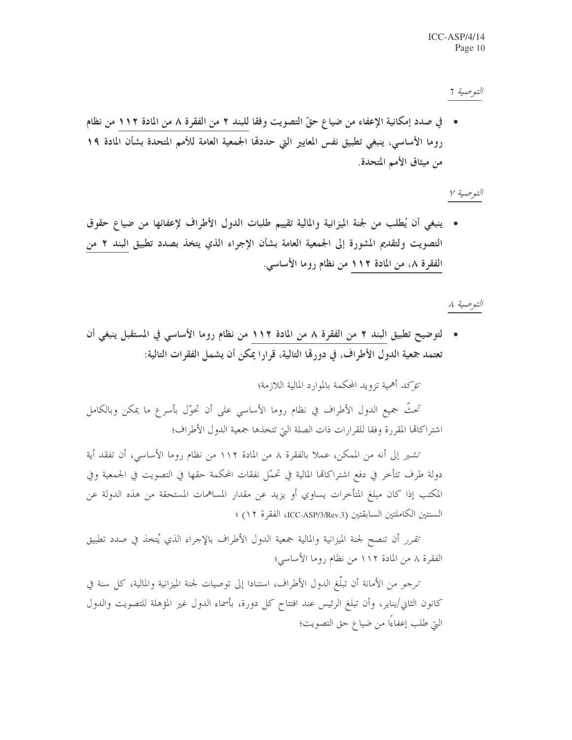*التوصية ٦*

- **في صدد إمكانية الإعفاء من ضياع حقّ التصويت وفقا للبند ٢ من الفقرة ٨ من المادة ١١٢ من نظام روما الأساسي، ينبغي تطبيق نفس المعايير التي حددها الجمعية العامة للأمم المتحدة بشأن المادة ١٩ من ميثاق الأمم المتحدة.**

*التوصية ٧*

- **ينبغي أن يُطلب من لجنة الميزانية والمالية تقييم طلبات الدول الأطراف لإعفائها من ضياع حقوق التصويت ولتقديم المشورة إلى الجمعية العامة بشأن الإجراء الذي يتخذ بصدد تطبيق البند ٢ من الفقرة ٨، من المادة ١١٢ من نظام روما الأساسي.**

*التوصية ٨*

- **لتوضيح تطبيق البند ٢ من الفقرة ٨ من المادة ١١٢ من نظام روما الأساسي في المستقبل ينبغي أن تعتمد جمعية الدول الأطراف، في دورتها التالية، قرارا يمكن أن يشمل الفقرات التالية:**

*تؤكد* أهمية تزويد المحكمة بالموارد المالية اللازمة؛

*تحثّ* جميع الدول الأطراف في نظام روما الأساسي على أن تحوّل بأسرع ما يمكن وبالكامل اشتراكاتها المقررة وفقا للقرارات ذات الصلة التي تتخذها جمعية الدول الأطراف؛

*تشير* إلى أنه من الممكن، عملا بالفقرة ٨ من المادة ١١٢ من نظام روما الأساسي، أن تفقد أية دولة طرف تتأخر في دفع اشتراكاتها المالية في تحمّل نفقات المحكمة حقها في التصويت في الجمعية وفي المكتب إذا كان مبلغ المتأخرات يساوي أو يزيد عن مقدار المساهمات المستحقة من هذه الدولة عن السنتين الكاملتين السابقتين (ICC-ASP/3/Rev.3، الفقرة ١٢)؛

*تقرر* أن تنصح لجنة الميزانية والمالية جمعية الدول الأطراف بالإجراء الذي يُتخذ في صدد تطبيق الفقرة ٨ من المادة ١١٢ من نظام روما الأساسي؛

*ترجو* من الأمانة أن تبلّغ الدول الأطراف، استنادا إلى توصيات لجنة الميزانية والمالية، كل سنة في كانون الثاني/يناير، وأن تبلغ الرئيس عند افتتاح كل دورة، بأسماء الدول غير المؤهلة للتصويت والدول التي طلب إعفاءً من ضياع حق التصويت؛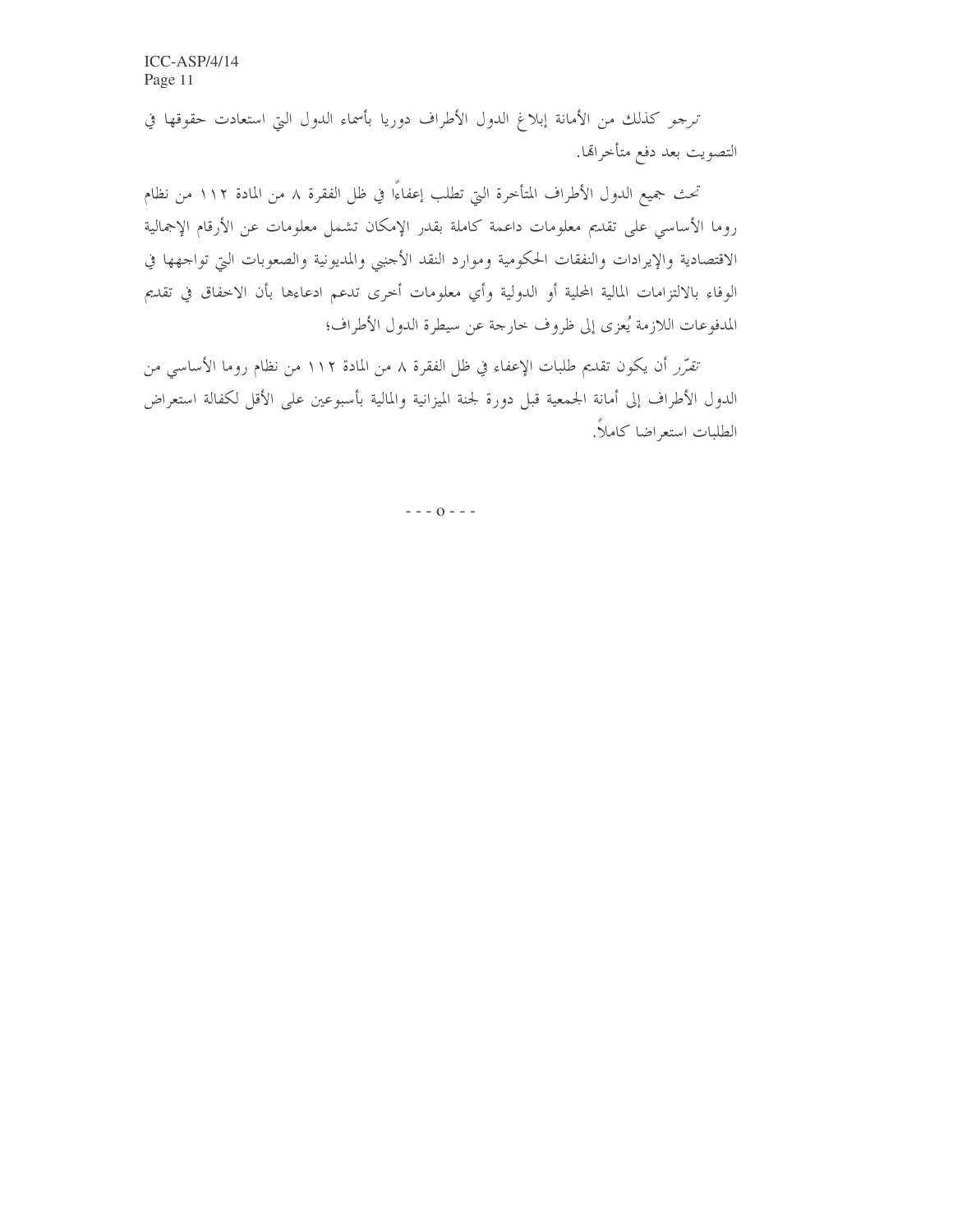*ترجو* كذلك من الأمانة إبلاغ الدول الأطراف دوريا بأسماء الدول التي استعادت حقوقها في التصويت بعد دفع متأخراتها.

*تحث* جميع الدول الأطراف المتأخرة التي تطلب إعفاءً في ظل الفقرة ٨ من المادة ١١٢ من نظام روما الأساسي على تقديم معلومات داعمة كاملة بقدر الإمكان تشمل معلومات عن الأرقام الإجمالية الاقتصادية والإيرادات والنفقات الحكومية وموارد النقد الأجنبي والمديونية والصعوبات التي تواجهها في الوفاء بالالتزامات المالية المحلية أو الدولية وأي معلومات أخرى تدعم ادعاءها بأن الاخفاق في تقديم المدفوعات اللازمة يُعزى إلى ظروف خارجة عن سيطرة الدول الأطراف؛

*تقرّر* أن يكون تقديم طلبات الإعفاء في ظل الفقرة ٨ من المادة ١١٢ من نظام روما الأساسي من الدول الأطراف إلى أمانة الجمعية قبل دورة لجنة الميزانية والمالية بأسبوعين على الأقل لكفالة استعراض الطلبات استعراضا كاملاً.

- - - o - - -